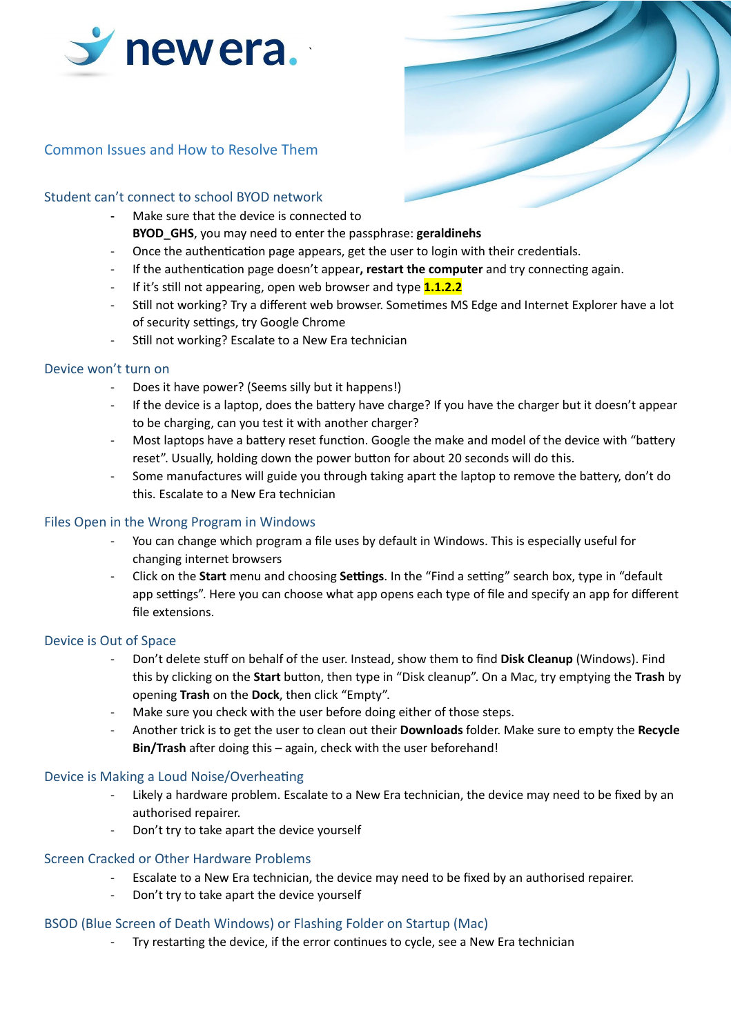# new era.

## Common Issues and How to Resolve Them

### Student can't connect to school BYOD network

- Make sure that the device is connected to **BYOD_GHS**, you may need to enter the passphrase: **geraldinehs**
- Once the authentication page appears, get the user to login with their credentials.
- If the authentication page doesn't appear**, restart the computer** and try connecting again.
- If it's still not appearing, open web browser and type **1.1.2.2**
- Still not working? Try a different web browser. Sometimes MS Edge and Internet Explorer have a lot of security settings, try Google Chrome
- Still not working? Escalate to a New Era technician

### Device won't turn on

- Does it have power? (Seems silly but it happens!)
- If the device is a laptop, does the battery have charge? If you have the charger but it doesn't appear to be charging, can you test it with another charger?
- Most laptops have a battery reset function. Google the make and model of the device with "battery reset". Usually, holding down the power button for about 20 seconds will do this.
- Some manufactures will guide you through taking apart the laptop to remove the battery, don't do this. Escalate to a New Era technician

### Files Open in the Wrong Program in Windows

- You can change which program a file uses by default in Windows. This is especially useful for changing internet browsers
- Click on the **Start** menu and choosing **Settings**. In the "Find a setting" search box, type in "default app settings". Here you can choose what app opens each type of file and specify an app for different file extensions.

### Device is Out of Space

- Don't delete stuff on behalf of the user. Instead, show them to find **Disk Cleanup** (Windows). Find this by clicking on the **Start** button, then type in "Disk cleanup". On a Mac, try emptying the **Trash** by opening **Trash** on the **Dock**, then click "Empty".
- Make sure you check with the user before doing either of those steps.
- Another trick is to get the user to clean out their **Downloads** folder. Make sure to empty the **Recycle Bin/Trash** after doing this – again, check with the user beforehand!

### Device is Making a Loud Noise/Overheating

- Likely a hardware problem. Escalate to a New Era technician, the device may need to be fixed by an authorised repairer.
- Don't try to take apart the device yourself

### Screen Cracked or Other Hardware Problems

- Escalate to a New Era technician, the device may need to be fixed by an authorised repairer.
- Don't try to take apart the device yourself

### BSOD (Blue Screen of Death Windows) or Flashing Folder on Startup (Mac)

- Try restarting the device, if the error continues to cycle, see a New Era technician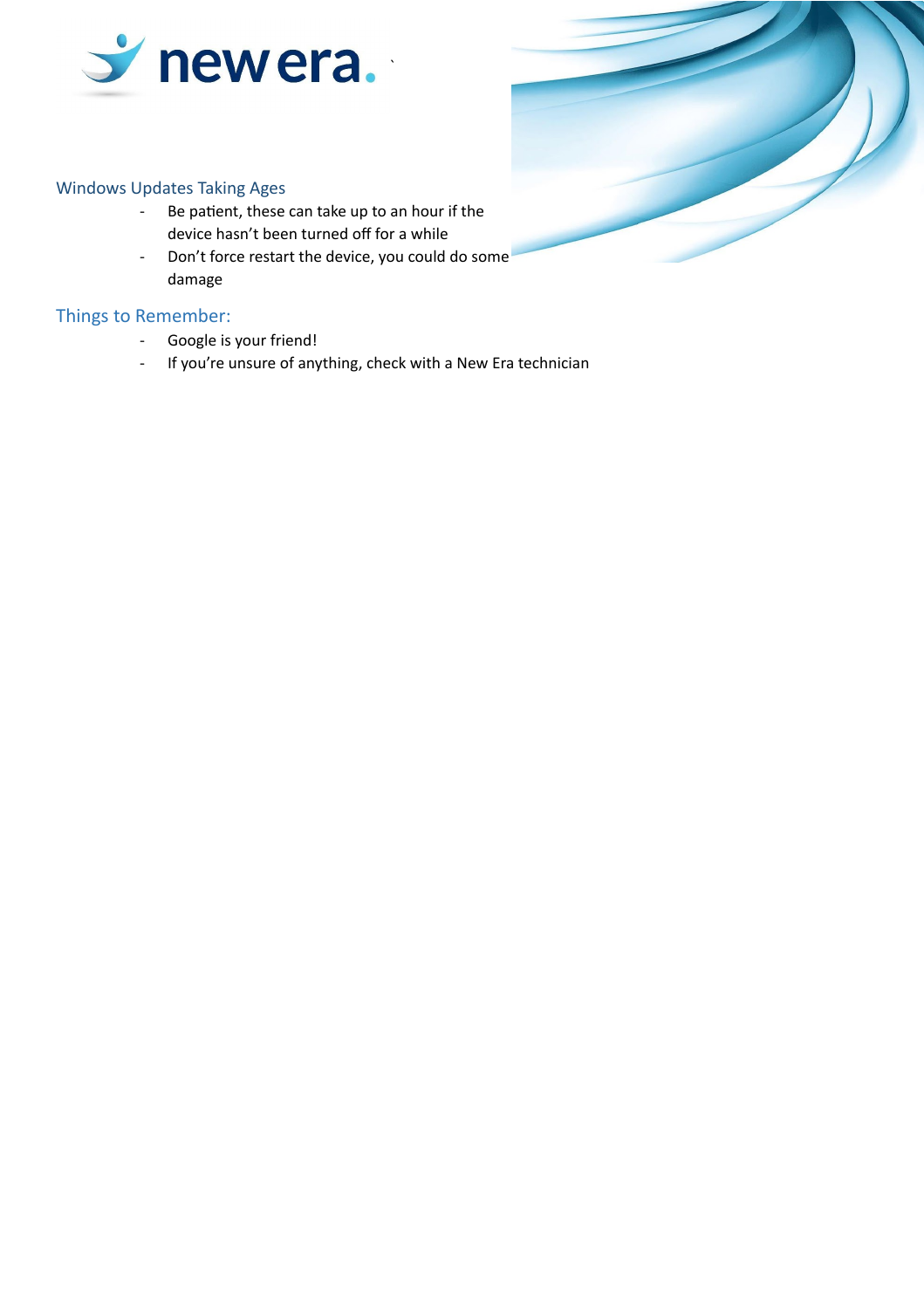## Windows Updates Taking Ages

- Be patient, these can take up to an hour if the device hasn't been turned off for a while
- Don't force restart the device, you could do some damage

## Things to Remember:

- Google is your friend!
- If you're unsure of anything, check with a New Era technician